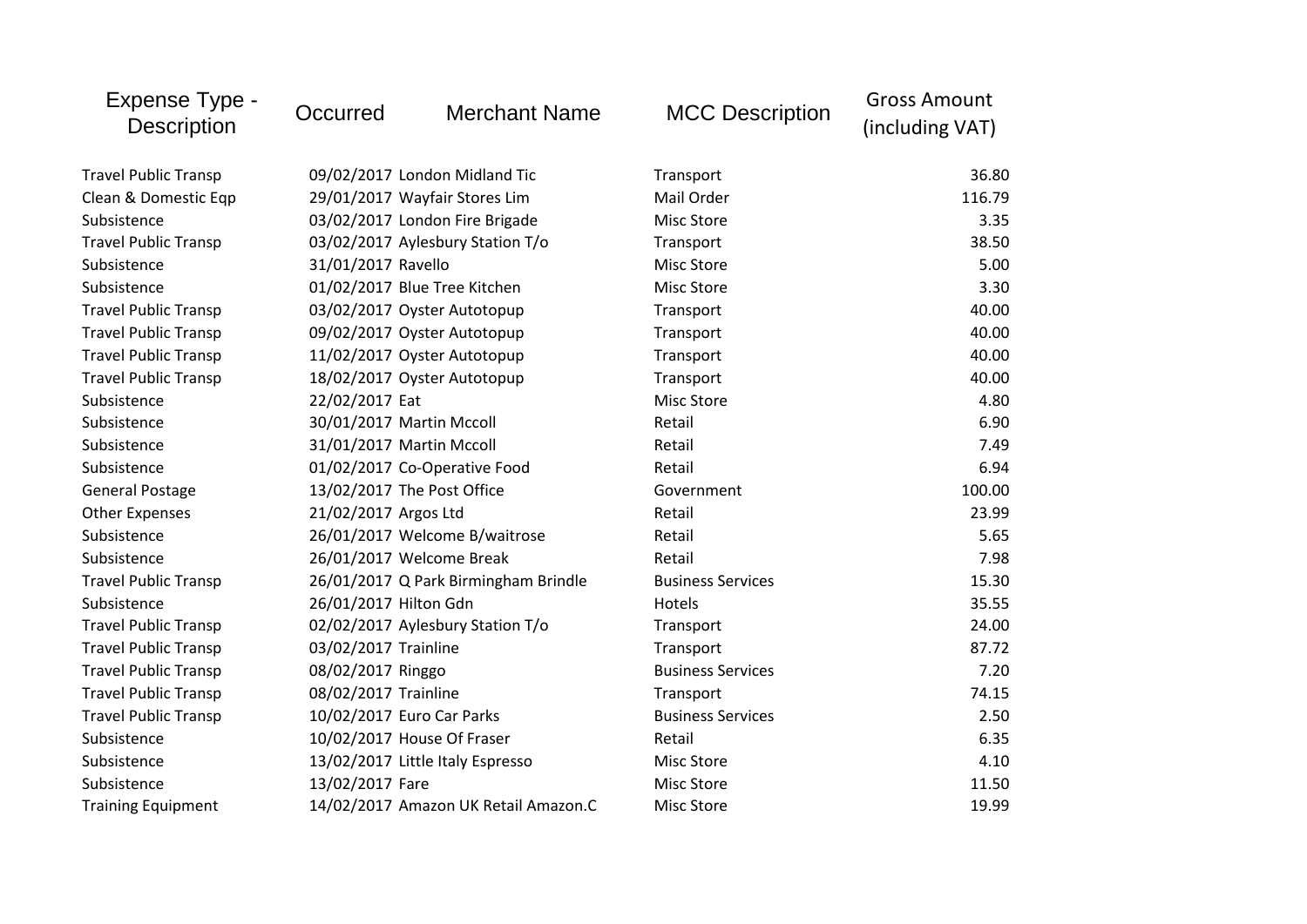| Expense Type - Description | Occurred | Merchant Name | MCC Description | Gross Amount (including VAT) |
|---|---|---|---|---|
| Travel Public Transp | 09/02/2017 | London Midland Tic | Transport | 36.80 |
| Clean & Domestic Eqp | 29/01/2017 | Wayfair Stores Lim | Mail Order | 116.79 |
| Subsistence | 03/02/2017 | London Fire Brigade | Misc Store | 3.35 |
| Travel Public Transp | 03/02/2017 | Aylesbury Station T/o | Transport | 38.50 |
| Subsistence | 31/01/2017 | Ravello | Misc Store | 5.00 |
| Subsistence | 01/02/2017 | Blue Tree Kitchen | Misc Store | 3.30 |
| Travel Public Transp | 03/02/2017 | Oyster Autotopup | Transport | 40.00 |
| Travel Public Transp | 09/02/2017 | Oyster Autotopup | Transport | 40.00 |
| Travel Public Transp | 11/02/2017 | Oyster Autotopup | Transport | 40.00 |
| Travel Public Transp | 18/02/2017 | Oyster Autotopup | Transport | 40.00 |
| Subsistence | 22/02/2017 | Eat | Misc Store | 4.80 |
| Subsistence | 30/01/2017 | Martin Mccoll | Retail | 6.90 |
| Subsistence | 31/01/2017 | Martin Mccoll | Retail | 7.49 |
| Subsistence | 01/02/2017 | Co-Operative Food | Retail | 6.94 |
| General Postage | 13/02/2017 | The Post Office | Government | 100.00 |
| Other Expenses | 21/02/2017 | Argos Ltd | Retail | 23.99 |
| Subsistence | 26/01/2017 | Welcome B/waitrose | Retail | 5.65 |
| Subsistence | 26/01/2017 | Welcome Break | Retail | 7.98 |
| Travel Public Transp | 26/01/2017 | Q Park Birmingham Brindle | Business Services | 15.30 |
| Subsistence | 26/01/2017 | Hilton Gdn | Hotels | 35.55 |
| Travel Public Transp | 02/02/2017 | Aylesbury Station T/o | Transport | 24.00 |
| Travel Public Transp | 03/02/2017 | Trainline | Transport | 87.72 |
| Travel Public Transp | 08/02/2017 | Ringgo | Business Services | 7.20 |
| Travel Public Transp | 08/02/2017 | Trainline | Transport | 74.15 |
| Travel Public Transp | 10/02/2017 | Euro Car Parks | Business Services | 2.50 |
| Subsistence | 10/02/2017 | House Of Fraser | Retail | 6.35 |
| Subsistence | 13/02/2017 | Little Italy Espresso | Misc Store | 4.10 |
| Subsistence | 13/02/2017 | Fare | Misc Store | 11.50 |
| Training Equipment | 14/02/2017 | Amazon UK Retail Amazon.C | Misc Store | 19.99 |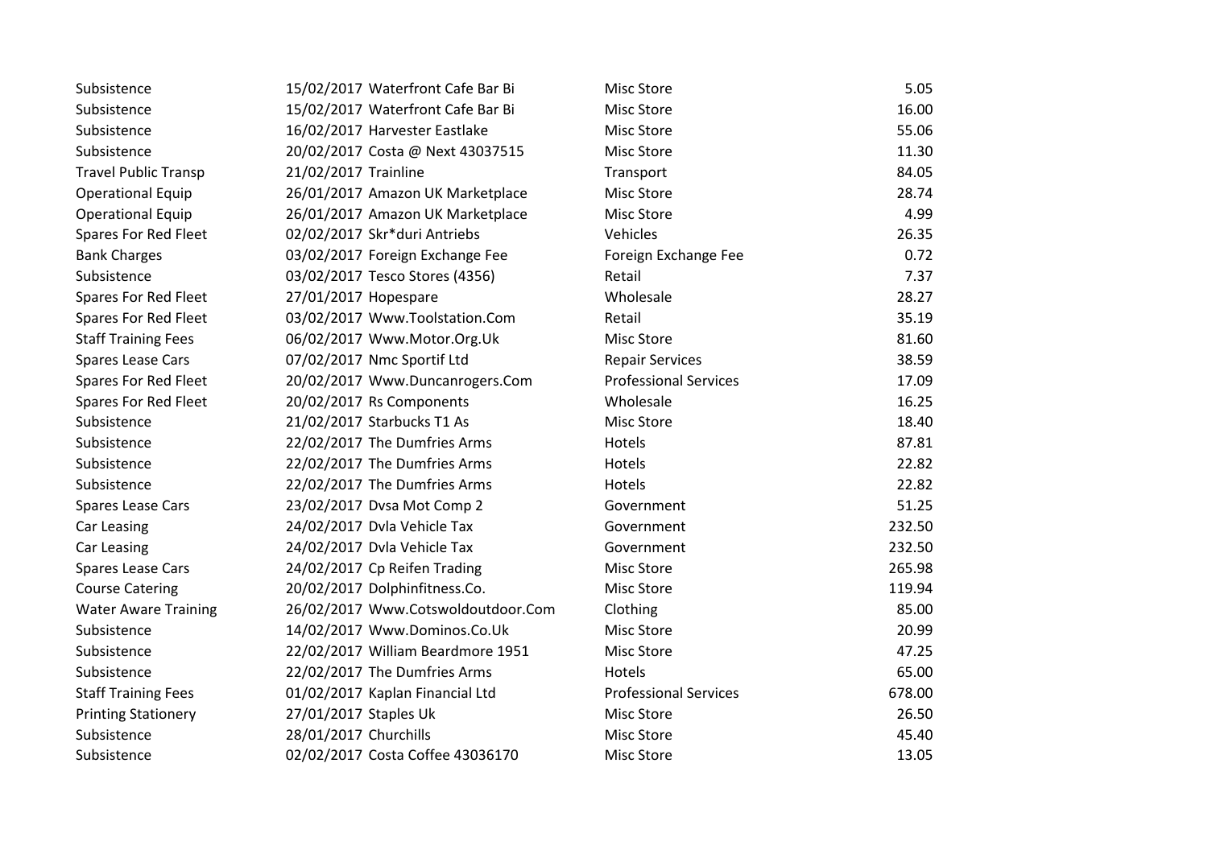| | | | | |
|---|---|---|---|---|
| Subsistence | 15/02/2017 | Waterfront Cafe Bar Bi | Misc Store | 5.05 |
| Subsistence | 15/02/2017 | Waterfront Cafe Bar Bi | Misc Store | 16.00 |
| Subsistence | 16/02/2017 | Harvester Eastlake | Misc Store | 55.06 |
| Subsistence | 20/02/2017 | Costa @ Next 43037515 | Misc Store | 11.30 |
| Travel Public Transp | 21/02/2017 | Trainline | Transport | 84.05 |
| Operational Equip | 26/01/2017 | Amazon UK Marketplace | Misc Store | 28.74 |
| Operational Equip | 26/01/2017 | Amazon UK Marketplace | Misc Store | 4.99 |
| Spares For Red Fleet | 02/02/2017 | Skr*duri Antriebs | Vehicles | 26.35 |
| Bank Charges | 03/02/2017 | Foreign Exchange Fee | Foreign Exchange Fee | 0.72 |
| Subsistence | 03/02/2017 | Tesco Stores (4356) | Retail | 7.37 |
| Spares For Red Fleet | 27/01/2017 | Hopespare | Wholesale | 28.27 |
| Spares For Red Fleet | 03/02/2017 | Www.Toolstation.Com | Retail | 35.19 |
| Staff Training Fees | 06/02/2017 | Www.Motor.Org.Uk | Misc Store | 81.60 |
| Spares Lease Cars | 07/02/2017 | Nmc Sportif Ltd | Repair Services | 38.59 |
| Spares For Red Fleet | 20/02/2017 | Www.Duncanrogers.Com | Professional Services | 17.09 |
| Spares For Red Fleet | 20/02/2017 | Rs Components | Wholesale | 16.25 |
| Subsistence | 21/02/2017 | Starbucks T1 As | Misc Store | 18.40 |
| Subsistence | 22/02/2017 | The Dumfries Arms | Hotels | 87.81 |
| Subsistence | 22/02/2017 | The Dumfries Arms | Hotels | 22.82 |
| Subsistence | 22/02/2017 | The Dumfries Arms | Hotels | 22.82 |
| Spares Lease Cars | 23/02/2017 | Dvsa Mot Comp 2 | Government | 51.25 |
| Car Leasing | 24/02/2017 | Dvla Vehicle Tax | Government | 232.50 |
| Car Leasing | 24/02/2017 | Dvla Vehicle Tax | Government | 232.50 |
| Spares Lease Cars | 24/02/2017 | Cp Reifen Trading | Misc Store | 265.98 |
| Course Catering | 20/02/2017 | Dolphinfitness.Co. | Misc Store | 119.94 |
| Water Aware Training | 26/02/2017 | Www.Cotswoldoutdoor.Com | Clothing | 85.00 |
| Subsistence | 14/02/2017 | Www.Dominos.Co.Uk | Misc Store | 20.99 |
| Subsistence | 22/02/2017 | William Beardmore 1951 | Misc Store | 47.25 |
| Subsistence | 22/02/2017 | The Dumfries Arms | Hotels | 65.00 |
| Staff Training Fees | 01/02/2017 | Kaplan Financial Ltd | Professional Services | 678.00 |
| Printing Stationery | 27/01/2017 | Staples Uk | Misc Store | 26.50 |
| Subsistence | 28/01/2017 | Churchills | Misc Store | 45.40 |
| Subsistence | 02/02/2017 | Costa Coffee 43036170 | Misc Store | 13.05 |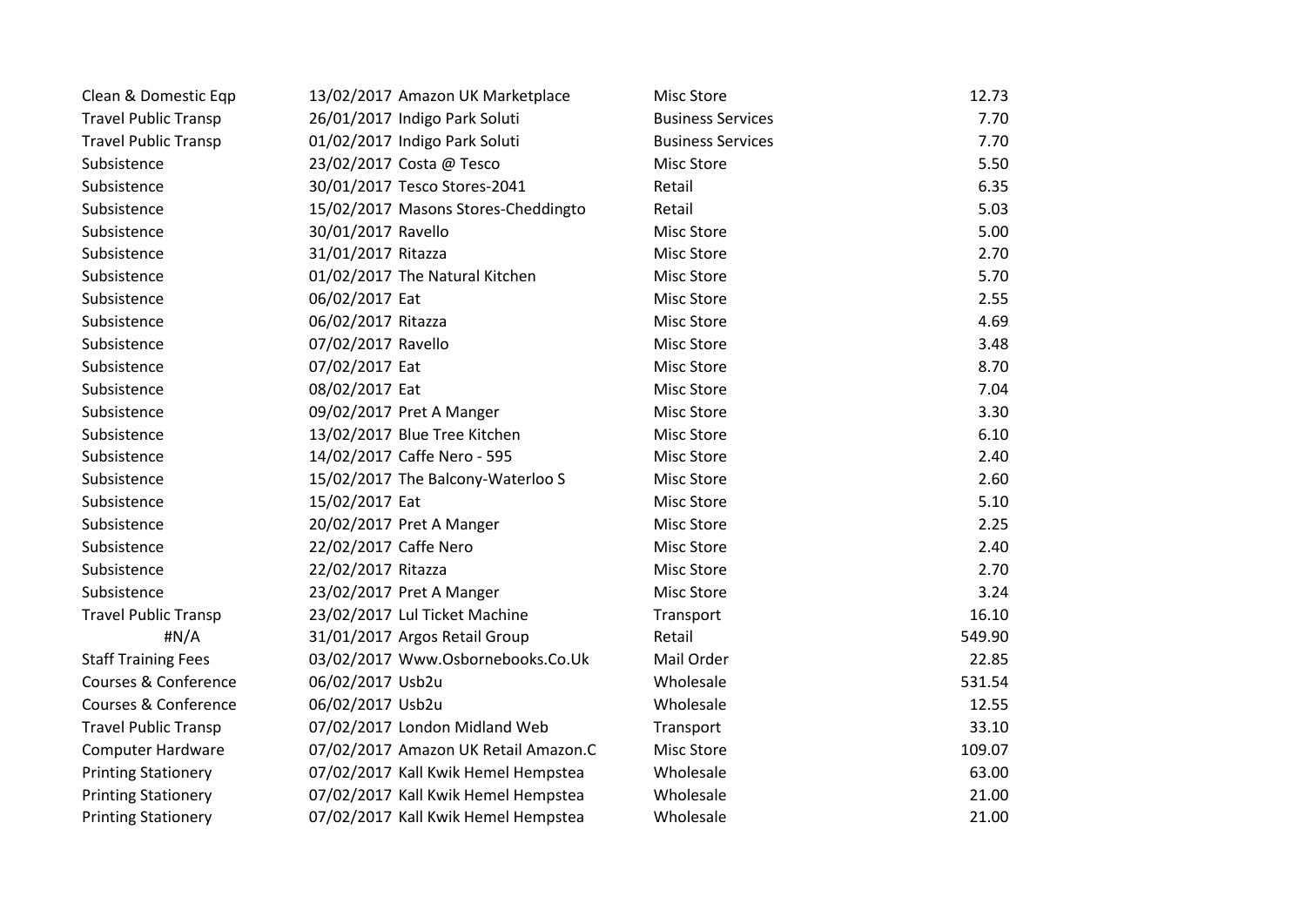| | | | | |
|---|---|---|---|---|
| Clean & Domestic Eqp | 13/02/2017 | Amazon UK Marketplace | Misc Store | 12.73 |
| Travel Public Transp | 26/01/2017 | Indigo Park Soluti | Business Services | 7.70 |
| Travel Public Transp | 01/02/2017 | Indigo Park Soluti | Business Services | 7.70 |
| Subsistence | 23/02/2017 | Costa @ Tesco | Misc Store | 5.50 |
| Subsistence | 30/01/2017 | Tesco Stores-2041 | Retail | 6.35 |
| Subsistence | 15/02/2017 | Masons Stores-Cheddingto | Retail | 5.03 |
| Subsistence | 30/01/2017 | Ravello | Misc Store | 5.00 |
| Subsistence | 31/01/2017 | Ritazza | Misc Store | 2.70 |
| Subsistence | 01/02/2017 | The Natural Kitchen | Misc Store | 5.70 |
| Subsistence | 06/02/2017 | Eat | Misc Store | 2.55 |
| Subsistence | 06/02/2017 | Ritazza | Misc Store | 4.69 |
| Subsistence | 07/02/2017 | Ravello | Misc Store | 3.48 |
| Subsistence | 07/02/2017 | Eat | Misc Store | 8.70 |
| Subsistence | 08/02/2017 | Eat | Misc Store | 7.04 |
| Subsistence | 09/02/2017 | Pret A Manger | Misc Store | 3.30 |
| Subsistence | 13/02/2017 | Blue Tree Kitchen | Misc Store | 6.10 |
| Subsistence | 14/02/2017 | Caffe Nero - 595 | Misc Store | 2.40 |
| Subsistence | 15/02/2017 | The Balcony-Waterloo S | Misc Store | 2.60 |
| Subsistence | 15/02/2017 | Eat | Misc Store | 5.10 |
| Subsistence | 20/02/2017 | Pret A Manger | Misc Store | 2.25 |
| Subsistence | 22/02/2017 | Caffe Nero | Misc Store | 2.40 |
| Subsistence | 22/02/2017 | Ritazza | Misc Store | 2.70 |
| Subsistence | 23/02/2017 | Pret A Manger | Misc Store | 3.24 |
| Travel Public Transp | 23/02/2017 | Lul Ticket Machine | Transport | 16.10 |
| #N/A | 31/01/2017 | Argos Retail Group | Retail | 549.90 |
| Staff Training Fees | 03/02/2017 | Www.Osbornebooks.Co.Uk | Mail Order | 22.85 |
| Courses & Conference | 06/02/2017 | Usb2u | Wholesale | 531.54 |
| Courses & Conference | 06/02/2017 | Usb2u | Wholesale | 12.55 |
| Travel Public Transp | 07/02/2017 | London Midland Web | Transport | 33.10 |
| Computer Hardware | 07/02/2017 | Amazon UK Retail Amazon.C | Misc Store | 109.07 |
| Printing Stationery | 07/02/2017 | Kall Kwik Hemel Hempstea | Wholesale | 63.00 |
| Printing Stationery | 07/02/2017 | Kall Kwik Hemel Hempstea | Wholesale | 21.00 |
| Printing Stationery | 07/02/2017 | Kall Kwik Hemel Hempstea | Wholesale | 21.00 |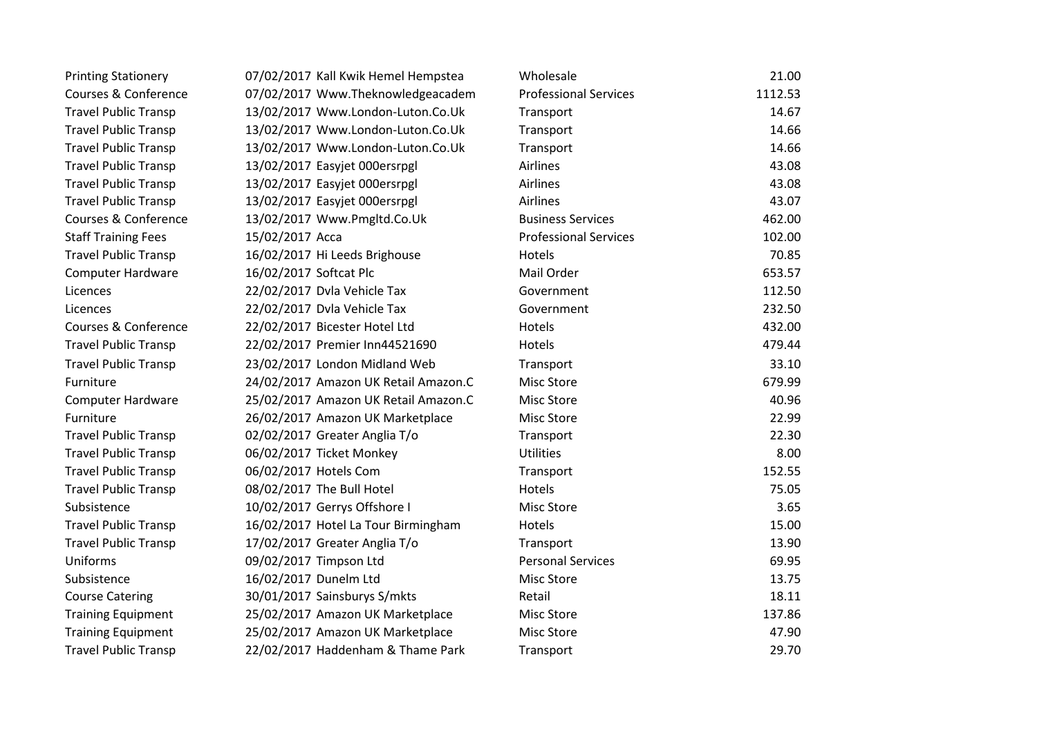| | | | | |
|---|---|---|---|---|
| Printing Stationery | 07/02/2017 | Kall Kwik Hemel Hempstea | Wholesale | 21.00 |
| Courses & Conference | 07/02/2017 | Www.Theknowledgeacadem | Professional Services | 1112.53 |
| Travel Public Transp | 13/02/2017 | Www.London-Luton.Co.Uk | Transport | 14.67 |
| Travel Public Transp | 13/02/2017 | Www.London-Luton.Co.Uk | Transport | 14.66 |
| Travel Public Transp | 13/02/2017 | Www.London-Luton.Co.Uk | Transport | 14.66 |
| Travel Public Transp | 13/02/2017 | Easyjet 000ersrpgl | Airlines | 43.08 |
| Travel Public Transp | 13/02/2017 | Easyjet 000ersrpgl | Airlines | 43.08 |
| Travel Public Transp | 13/02/2017 | Easyjet 000ersrpgl | Airlines | 43.07 |
| Courses & Conference | 13/02/2017 | Www.Pmgltd.Co.Uk | Business Services | 462.00 |
| Staff Training Fees | 15/02/2017 | Acca | Professional Services | 102.00 |
| Travel Public Transp | 16/02/2017 | Hi Leeds Brighouse | Hotels | 70.85 |
| Computer Hardware | 16/02/2017 | Softcat Plc | Mail Order | 653.57 |
| Licences | 22/02/2017 | Dvla Vehicle Tax | Government | 112.50 |
| Licences | 22/02/2017 | Dvla Vehicle Tax | Government | 232.50 |
| Courses & Conference | 22/02/2017 | Bicester Hotel Ltd | Hotels | 432.00 |
| Travel Public Transp | 22/02/2017 | Premier Inn44521690 | Hotels | 479.44 |
| Travel Public Transp | 23/02/2017 | London Midland Web | Transport | 33.10 |
| Furniture | 24/02/2017 | Amazon UK Retail Amazon.C | Misc Store | 679.99 |
| Computer Hardware | 25/02/2017 | Amazon UK Retail Amazon.C | Misc Store | 40.96 |
| Furniture | 26/02/2017 | Amazon UK Marketplace | Misc Store | 22.99 |
| Travel Public Transp | 02/02/2017 | Greater Anglia T/o | Transport | 22.30 |
| Travel Public Transp | 06/02/2017 | Ticket Monkey | Utilities | 8.00 |
| Travel Public Transp | 06/02/2017 | Hotels Com | Transport | 152.55 |
| Travel Public Transp | 08/02/2017 | The Bull Hotel | Hotels | 75.05 |
| Subsistence | 10/02/2017 | Gerrys Offshore I | Misc Store | 3.65 |
| Travel Public Transp | 16/02/2017 | Hotel La Tour Birmingham | Hotels | 15.00 |
| Travel Public Transp | 17/02/2017 | Greater Anglia T/o | Transport | 13.90 |
| Uniforms | 09/02/2017 | Timpson Ltd | Personal Services | 69.95 |
| Subsistence | 16/02/2017 | Dunelm Ltd | Misc Store | 13.75 |
| Course Catering | 30/01/2017 | Sainsburys S/mkts | Retail | 18.11 |
| Training Equipment | 25/02/2017 | Amazon UK Marketplace | Misc Store | 137.86 |
| Training Equipment | 25/02/2017 | Amazon UK Marketplace | Misc Store | 47.90 |
| Travel Public Transp | 22/02/2017 | Haddenham & Thame Park | Transport | 29.70 |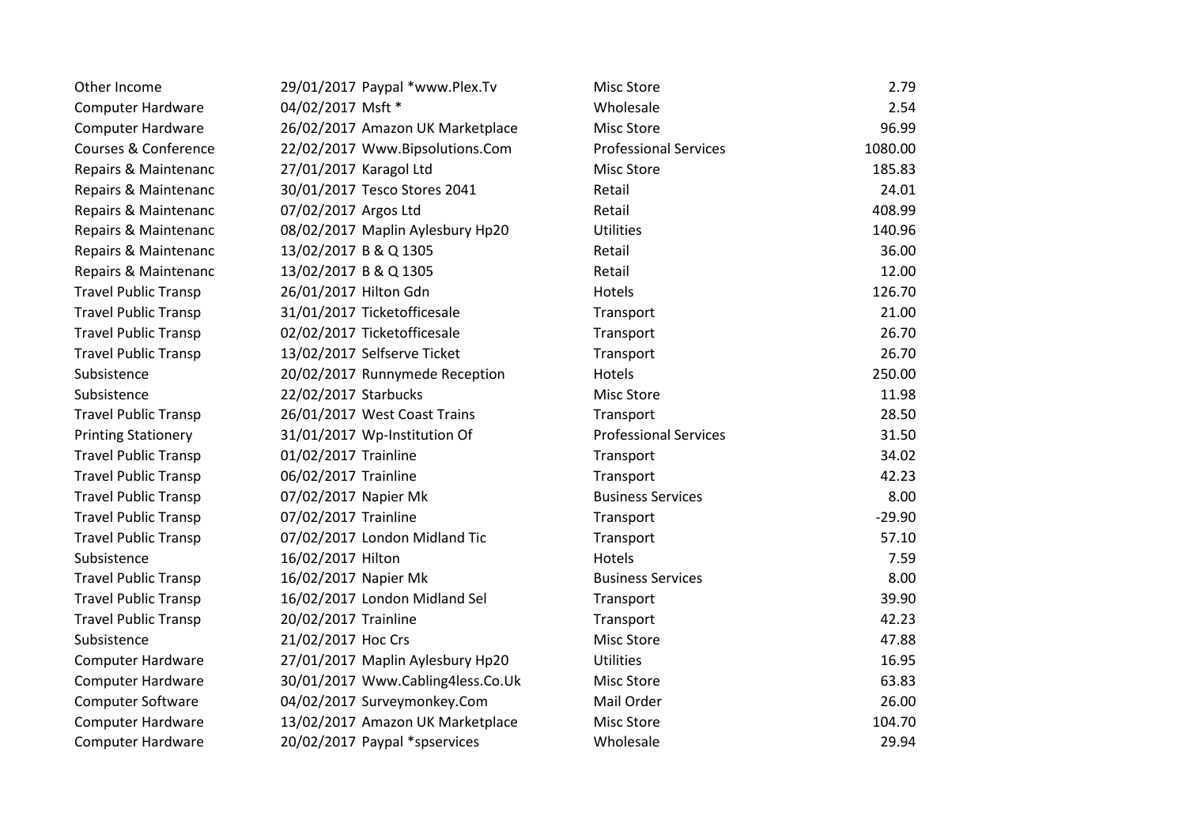| | | | | |
|---|---|---|---|---|
| Other Income | 29/01/2017 | Paypal *www.Plex.Tv | Misc Store | 2.79 |
| Computer Hardware | 04/02/2017 | Msft * | Wholesale | 2.54 |
| Computer Hardware | 26/02/2017 | Amazon UK Marketplace | Misc Store | 96.99 |
| Courses & Conference | 22/02/2017 | Www.Bipsolutions.Com | Professional Services | 1080.00 |
| Repairs & Maintenanc | 27/01/2017 | Karagol Ltd | Misc Store | 185.83 |
| Repairs & Maintenanc | 30/01/2017 | Tesco Stores 2041 | Retail | 24.01 |
| Repairs & Maintenanc | 07/02/2017 | Argos Ltd | Retail | 408.99 |
| Repairs & Maintenanc | 08/02/2017 | Maplin Aylesbury Hp20 | Utilities | 140.96 |
| Repairs & Maintenanc | 13/02/2017 | B & Q 1305 | Retail | 36.00 |
| Repairs & Maintenanc | 13/02/2017 | B & Q 1305 | Retail | 12.00 |
| Travel Public Transp | 26/01/2017 | Hilton Gdn | Hotels | 126.70 |
| Travel Public Transp | 31/01/2017 | Ticketofficesale | Transport | 21.00 |
| Travel Public Transp | 02/02/2017 | Ticketofficesale | Transport | 26.70 |
| Travel Public Transp | 13/02/2017 | Selfserve Ticket | Transport | 26.70 |
| Subsistence | 20/02/2017 | Runnymede Reception | Hotels | 250.00 |
| Subsistence | 22/02/2017 | Starbucks | Misc Store | 11.98 |
| Travel Public Transp | 26/01/2017 | West Coast Trains | Transport | 28.50 |
| Printing Stationery | 31/01/2017 | Wp-Institution Of | Professional Services | 31.50 |
| Travel Public Transp | 01/02/2017 | Trainline | Transport | 34.02 |
| Travel Public Transp | 06/02/2017 | Trainline | Transport | 42.23 |
| Travel Public Transp | 07/02/2017 | Napier Mk | Business Services | 8.00 |
| Travel Public Transp | 07/02/2017 | Trainline | Transport | -29.90 |
| Travel Public Transp | 07/02/2017 | London Midland Tic | Transport | 57.10 |
| Subsistence | 16/02/2017 | Hilton | Hotels | 7.59 |
| Travel Public Transp | 16/02/2017 | Napier Mk | Business Services | 8.00 |
| Travel Public Transp | 16/02/2017 | London Midland Sel | Transport | 39.90 |
| Travel Public Transp | 20/02/2017 | Trainline | Transport | 42.23 |
| Subsistence | 21/02/2017 | Hoc Crs | Misc Store | 47.88 |
| Computer Hardware | 27/01/2017 | Maplin Aylesbury Hp20 | Utilities | 16.95 |
| Computer Hardware | 30/01/2017 | Www.Cabling4less.Co.Uk | Misc Store | 63.83 |
| Computer Software | 04/02/2017 | Surveymonkey.Com | Mail Order | 26.00 |
| Computer Hardware | 13/02/2017 | Amazon UK Marketplace | Misc Store | 104.70 |
| Computer Hardware | 20/02/2017 | Paypal *spservices | Wholesale | 29.94 |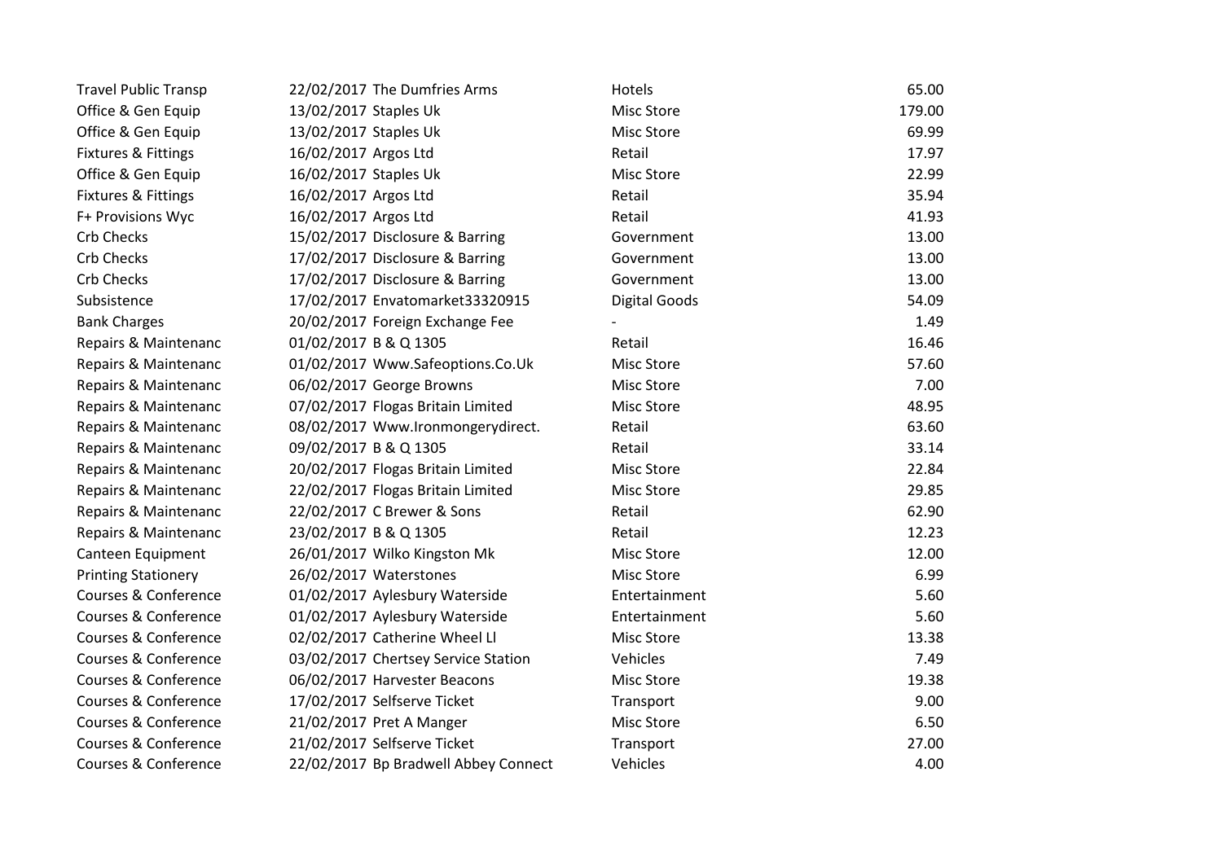| | | | | |
|---|---|---|---|---|
| Travel Public Transp | 22/02/2017 | The Dumfries Arms | Hotels | 65.00 |
| Office & Gen Equip | 13/02/2017 | Staples Uk | Misc Store | 179.00 |
| Office & Gen Equip | 13/02/2017 | Staples Uk | Misc Store | 69.99 |
| Fixtures & Fittings | 16/02/2017 | Argos Ltd | Retail | 17.97 |
| Office & Gen Equip | 16/02/2017 | Staples Uk | Misc Store | 22.99 |
| Fixtures & Fittings | 16/02/2017 | Argos Ltd | Retail | 35.94 |
| F+ Provisions Wyc | 16/02/2017 | Argos Ltd | Retail | 41.93 |
| Crb Checks | 15/02/2017 | Disclosure & Barring | Government | 13.00 |
| Crb Checks | 17/02/2017 | Disclosure & Barring | Government | 13.00 |
| Crb Checks | 17/02/2017 | Disclosure & Barring | Government | 13.00 |
| Subsistence | 17/02/2017 | Envatomarket33320915 | Digital Goods | 54.09 |
| Bank Charges | 20/02/2017 | Foreign Exchange Fee | - | 1.49 |
| Repairs & Maintenanc | 01/02/2017 | B & Q 1305 | Retail | 16.46 |
| Repairs & Maintenanc | 01/02/2017 | Www.Safeoptions.Co.Uk | Misc Store | 57.60 |
| Repairs & Maintenanc | 06/02/2017 | George Browns | Misc Store | 7.00 |
| Repairs & Maintenanc | 07/02/2017 | Flogas Britain Limited | Misc Store | 48.95 |
| Repairs & Maintenanc | 08/02/2017 | Www.Ironmongerydirect. | Retail | 63.60 |
| Repairs & Maintenanc | 09/02/2017 | B & Q 1305 | Retail | 33.14 |
| Repairs & Maintenanc | 20/02/2017 | Flogas Britain Limited | Misc Store | 22.84 |
| Repairs & Maintenanc | 22/02/2017 | Flogas Britain Limited | Misc Store | 29.85 |
| Repairs & Maintenanc | 22/02/2017 | C Brewer & Sons | Retail | 62.90 |
| Repairs & Maintenanc | 23/02/2017 | B & Q 1305 | Retail | 12.23 |
| Canteen Equipment | 26/01/2017 | Wilko Kingston Mk | Misc Store | 12.00 |
| Printing Stationery | 26/02/2017 | Waterstones | Misc Store | 6.99 |
| Courses & Conference | 01/02/2017 | Aylesbury Waterside | Entertainment | 5.60 |
| Courses & Conference | 01/02/2017 | Aylesbury Waterside | Entertainment | 5.60 |
| Courses & Conference | 02/02/2017 | Catherine Wheel Ll | Misc Store | 13.38 |
| Courses & Conference | 03/02/2017 | Chertsey Service Station | Vehicles | 7.49 |
| Courses & Conference | 06/02/2017 | Harvester Beacons | Misc Store | 19.38 |
| Courses & Conference | 17/02/2017 | Selfserve Ticket | Transport | 9.00 |
| Courses & Conference | 21/02/2017 | Pret A Manger | Misc Store | 6.50 |
| Courses & Conference | 21/02/2017 | Selfserve Ticket | Transport | 27.00 |
| Courses & Conference | 22/02/2017 | Bp Bradwell Abbey Connect | Vehicles | 4.00 |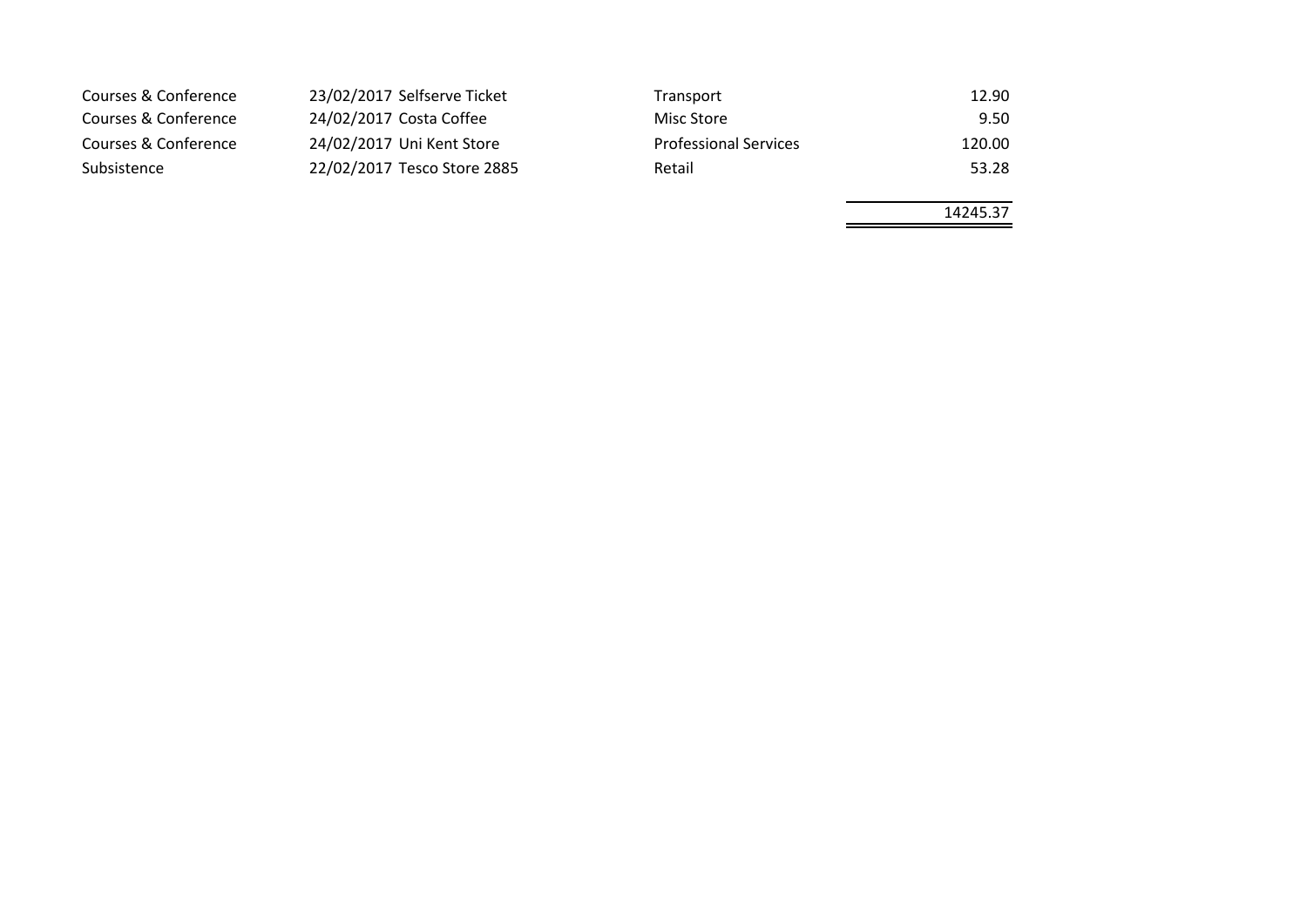| | | | | |
|---|---|---|---|---|
| Courses & Conference | 23/02/2017 | Selfserve Ticket | Transport | 12.90 |
| Courses & Conference | 24/02/2017 | Costa Coffee | Misc Store | 9.50 |
| Courses & Conference | 24/02/2017 | Uni Kent Store | Professional Services | 120.00 |
| Subsistence | 22/02/2017 | Tesco Store 2885 | Retail | 53.28 |
| | | | | 14245.37 |